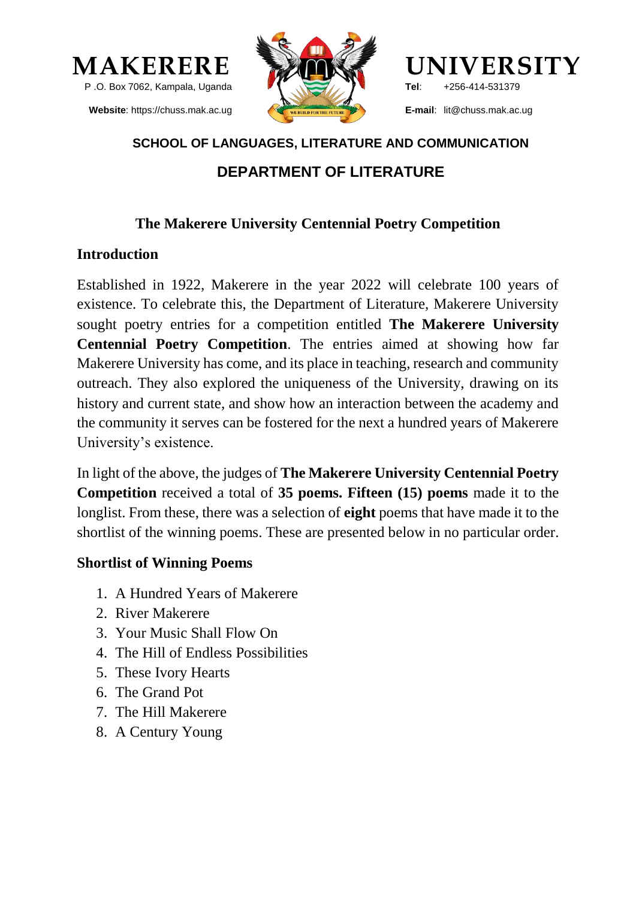**MAKERERE UNIVERSITY**

P .O. Box 7062, Kampala, Uganda

**Website**: https://chuss.mak.ac.ug

**Tel**: +256-414-531379

**E-mail**: lit@chuss.mak.ac.ug

**SCHOOL OF LANGUAGES, LITERATURE AND COMMUNICATION**

**DEPARTMENT OF LITERATURE**

# The Makerere University Centennial Poetry Competition

## Introduction

Established in 1922, Makerere in the year 2022 will celebrate 100 years of existence. To celebrate this, the Department of Literature, Makerere University sought poetry entries for a competition entitled **The Makerere University Centennial Poetry Competition**. The entries aimed at showing how far Makerere University has come, and its place in teaching, research and community outreach. They also explored the uniqueness of the University, drawing on its history and current state, and show how an interaction between the academy and the community it serves can be fostered for the next a hundred years of Makerere University's existence.

In light of the above, the judges of **The Makerere University Centennial Poetry Competition** received a total of **35 poems. Fifteen (15) poems** made it to the longlist. From these, there was a selection of **eight** poems that have made it to the shortlist of the winning poems. These are presented below in no particular order.

## Shortlist of Winning Poems

1. A Hundred Years of Makerere
2. River Makerere
3. Your Music Shall Flow On
4. The Hill of Endless Possibilities
5. These Ivory Hearts
6. The Grand Pot
7. The Hill Makerere
8. A Century Young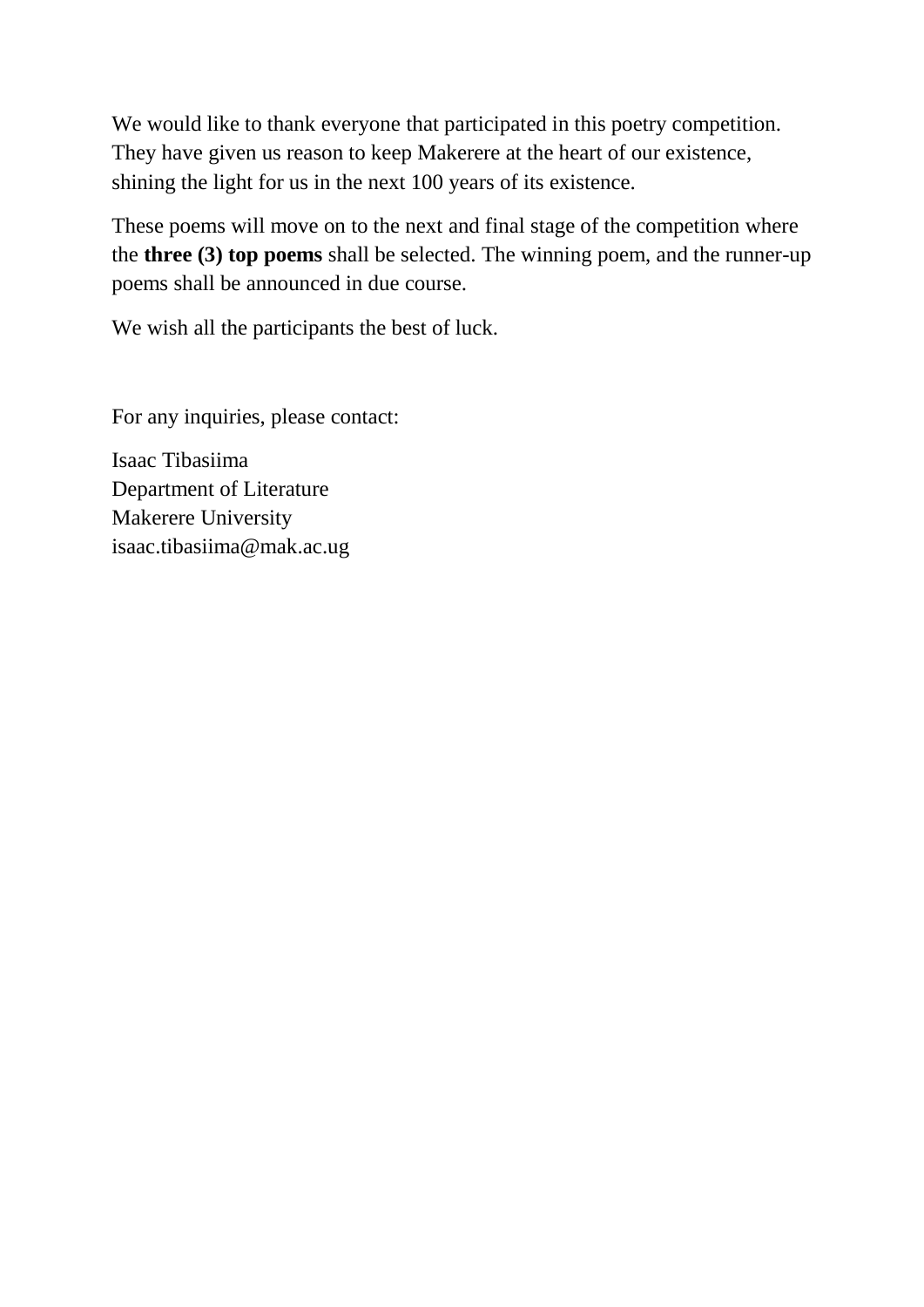We would like to thank everyone that participated in this poetry competition. They have given us reason to keep Makerere at the heart of our existence, shining the light for us in the next 100 years of its existence.

These poems will move on to the next and final stage of the competition where the **three (3) top poems** shall be selected. The winning poem, and the runner-up poems shall be announced in due course.

We wish all the participants the best of luck.

For any inquiries, please contact:

Isaac Tibasiima  
Department of Literature  
Makerere University  
isaac.tibasiima@mak.ac.ug